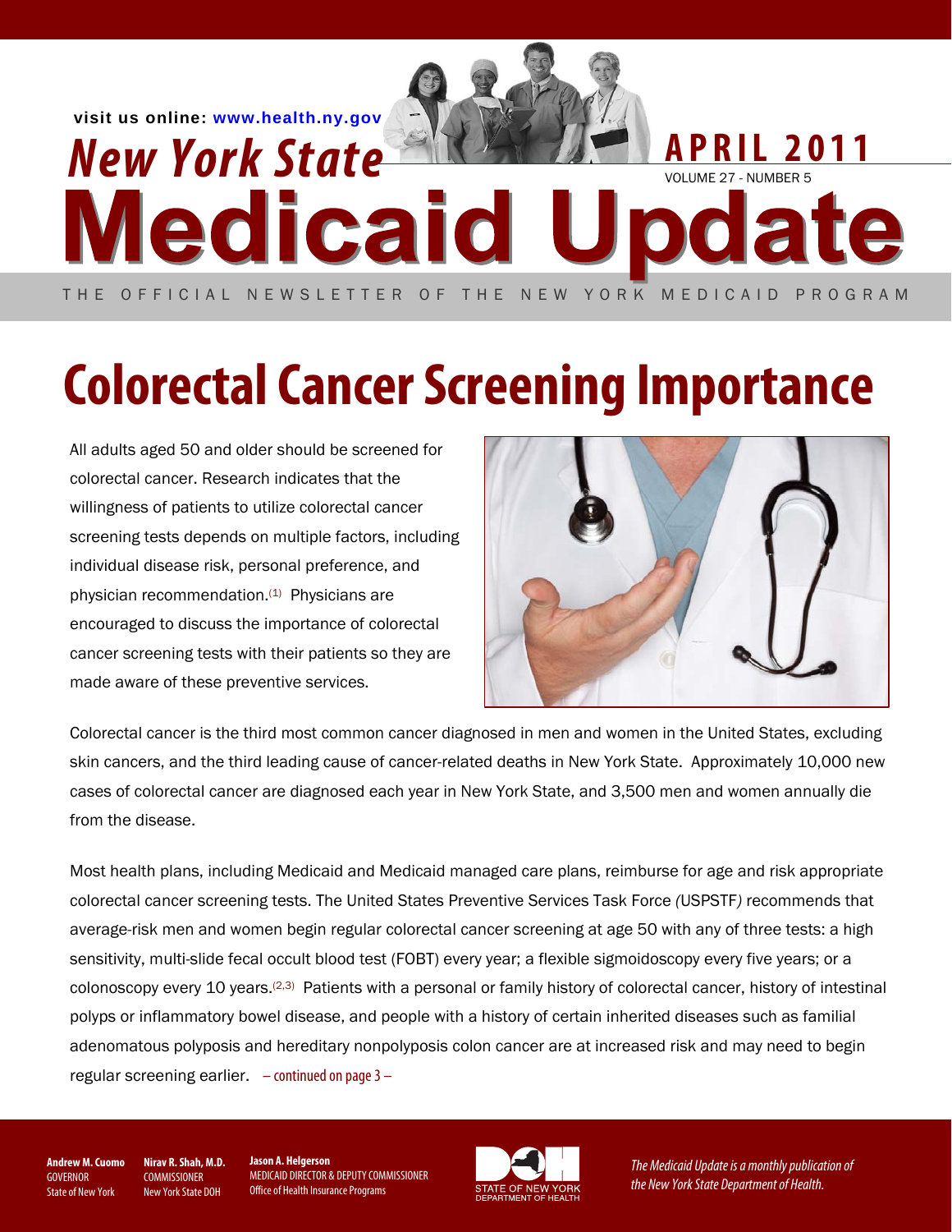visit us online: www.health.ny.gov

# New York State Medicaid Update

APRIL 2011

VOLUME 27 - NUMBER 5

THE OFFICIAL NEWSLETTER OF THE NEW YORK MEDICAID PROGRAM

# Colorectal Cancer Screening Importance

All adults aged 50 and older should be screened for colorectal cancer. Research indicates that the willingness of patients to utilize colorectal cancer screening tests depends on multiple factors, including individual disease risk, personal preference, and physician recommendation.(1) Physicians are encouraged to discuss the importance of colorectal cancer screening tests with their patients so they are made aware of these preventive services.

Colorectal cancer is the third most common cancer diagnosed in men and women in the United States, excluding skin cancers, and the third leading cause of cancer-related deaths in New York State. Approximately 10,000 new cases of colorectal cancer are diagnosed each year in New York State, and 3,500 men and women annually die from the disease.

Most health plans, including Medicaid and Medicaid managed care plans, reimburse for age and risk appropriate colorectal cancer screening tests. The United States Preventive Services Task Force (USPSTF) recommends that average-risk men and women begin regular colorectal cancer screening at age 50 with any of three tests: a high sensitivity, multi-slide fecal occult blood test (FOBT) every year; a flexible sigmoidoscopy every five years; or a colonoscopy every 10 years.(2,3) Patients with a personal or family history of colorectal cancer, history of intestinal polyps or inflammatory bowel disease, and people with a history of certain inherited diseases such as familial adenomatous polyposis and hereditary nonpolyposis colon cancer are at increased risk and may need to begin regular screening earlier. – continued on page 3 –

**Andrew M. Cuomo**
GOVERNOR
State of New York

**Nirav R. Shah, M.D.**
COMMISSIONER
New York State DOH

**Jason A. Helgerson**
MEDICAID DIRECTOR & DEPUTY COMMISSIONER
Office of Health Insurance Programs

STATE OF NEW YORK DEPARTMENT OF HEALTH

*The Medicaid Update is a monthly publication of the New York State Department of Health.*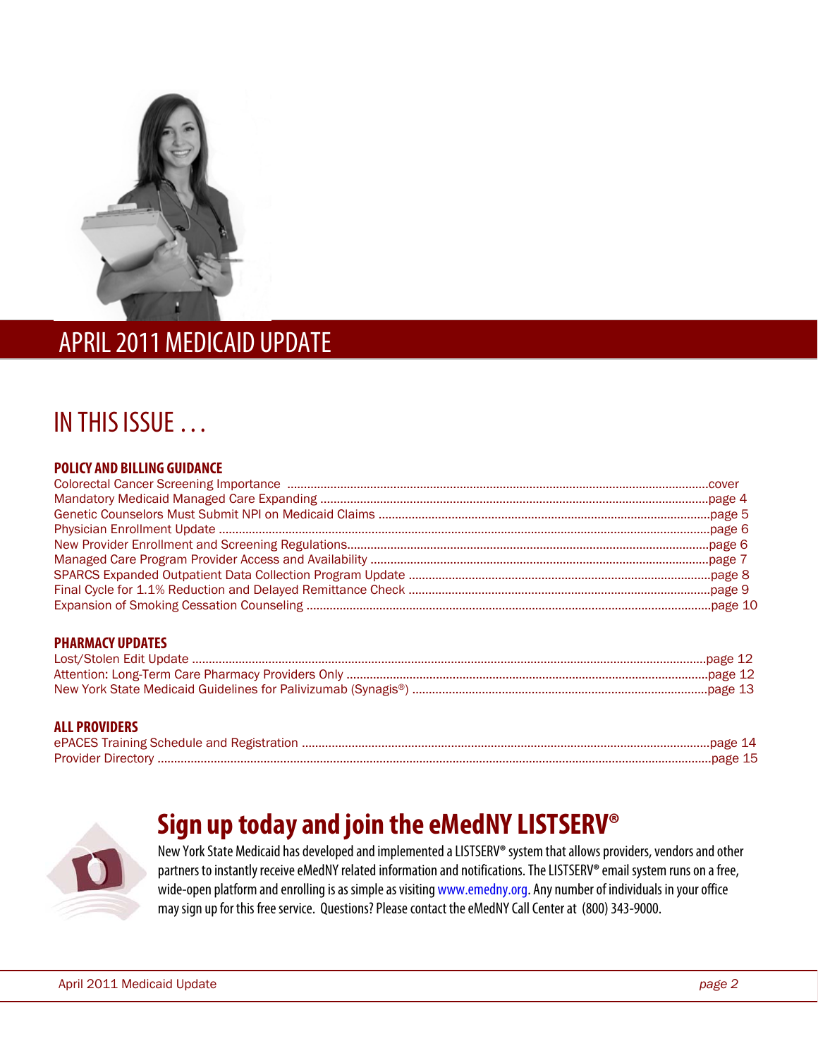# APRIL 2011 MEDICAID UPDATE

## IN THIS ISSUE . . .

### POLICY AND BILLING GUIDANCE

Colorectal Cancer Screening Importance .......... cover
Mandatory Medicaid Managed Care Expanding .......... page 4
Genetic Counselors Must Submit NPI on Medicaid Claims .......... page 5
Physician Enrollment Update .......... page 6
New Provider Enrollment and Screening Regulations.......... page 6
Managed Care Program Provider Access and Availability .......... page 7
SPARCS Expanded Outpatient Data Collection Program Update .......... page 8
Final Cycle for 1.1% Reduction and Delayed Remittance Check .......... page 9
Expansion of Smoking Cessation Counseling .......... page 10

### PHARMACY UPDATES

Lost/Stolen Edit Update .......... page 12
Attention: Long-Term Care Pharmacy Providers Only .......... page 12
New York State Medicaid Guidelines for Palivizumab (Synagis®) .......... page 13

### ALL PROVIDERS

ePACES Training Schedule and Registration .......... page 14
Provider Directory .......... page 15

## Sign up today and join the eMedNY LISTSERV®

New York State Medicaid has developed and implemented a LISTSERV® system that allows providers, vendors and other partners to instantly receive eMedNY related information and notifications. The LISTSERV® email system runs on a free, wide-open platform and enrolling is as simple as visiting www.emedny.org. Any number of individuals in your office may sign up for this free service. Questions? Please contact the eMedNY Call Center at (800) 343-9000.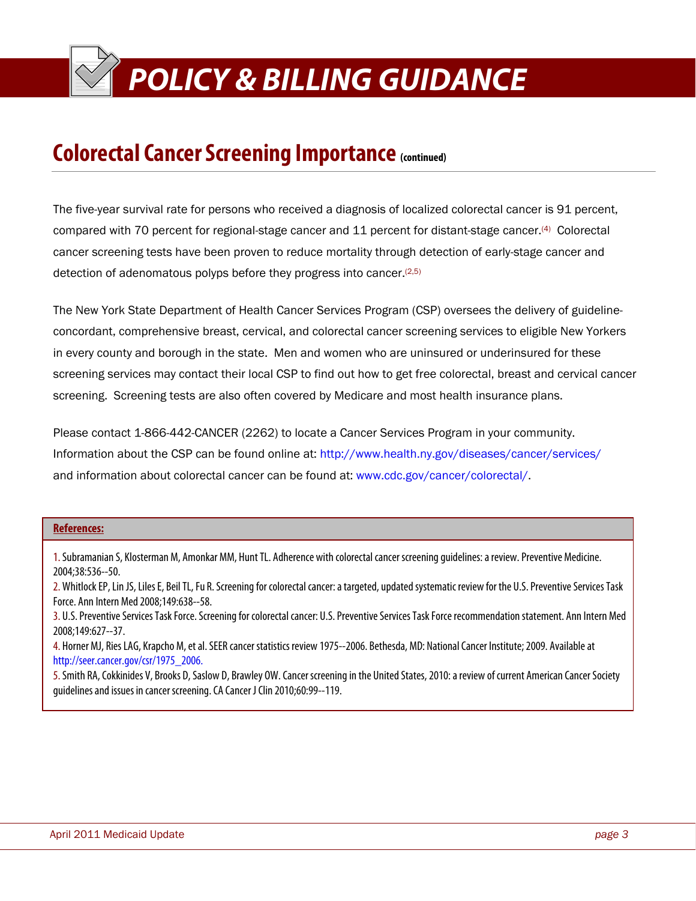# POLICY & BILLING GUIDANCE

## Colorectal Cancer Screening Importance (continued)

The five-year survival rate for persons who received a diagnosis of localized colorectal cancer is 91 percent, compared with 70 percent for regional-stage cancer and 11 percent for distant-stage cancer.[4] Colorectal cancer screening tests have been proven to reduce mortality through detection of early-stage cancer and detection of adenomatous polyps before they progress into cancer.[2,5]

The New York State Department of Health Cancer Services Program (CSP) oversees the delivery of guideline-concordant, comprehensive breast, cervical, and colorectal cancer screening services to eligible New Yorkers in every county and borough in the state. Men and women who are uninsured or underinsured for these screening services may contact their local CSP to find out how to get free colorectal, breast and cervical cancer screening. Screening tests are also often covered by Medicare and most health insurance plans.

Please contact 1-866-442-CANCER (2262) to locate a Cancer Services Program in your community. Information about the CSP can be found online at: http://www.health.ny.gov/diseases/cancer/services/ and information about colorectal cancer can be found at: www.cdc.gov/cancer/colorectal/.

**References:**

1. Subramanian S, Klosterman M, Amonkar MM, Hunt TL. Adherence with colorectal cancer screening guidelines: a review. Preventive Medicine. 2004;38:536--50.
2. Whitlock EP, Lin JS, Liles E, Beil TL, Fu R. Screening for colorectal cancer: a targeted, updated systematic review for the U.S. Preventive Services Task Force. Ann Intern Med 2008;149:638--58.
3. U.S. Preventive Services Task Force. Screening for colorectal cancer: U.S. Preventive Services Task Force recommendation statement. Ann Intern Med 2008;149:627--37.
4. Horner MJ, Ries LAG, Krapcho M, et al. SEER cancer statistics review 1975--2006. Bethesda, MD: National Cancer Institute; 2009. Available at http://seer.cancer.gov/csr/1975_2006.
5. Smith RA, Cokkinides V, Brooks D, Saslow D, Brawley OW. Cancer screening in the United States, 2010: a review of current American Cancer Society guidelines and issues in cancer screening. CA Cancer J Clin 2010;60:99--119.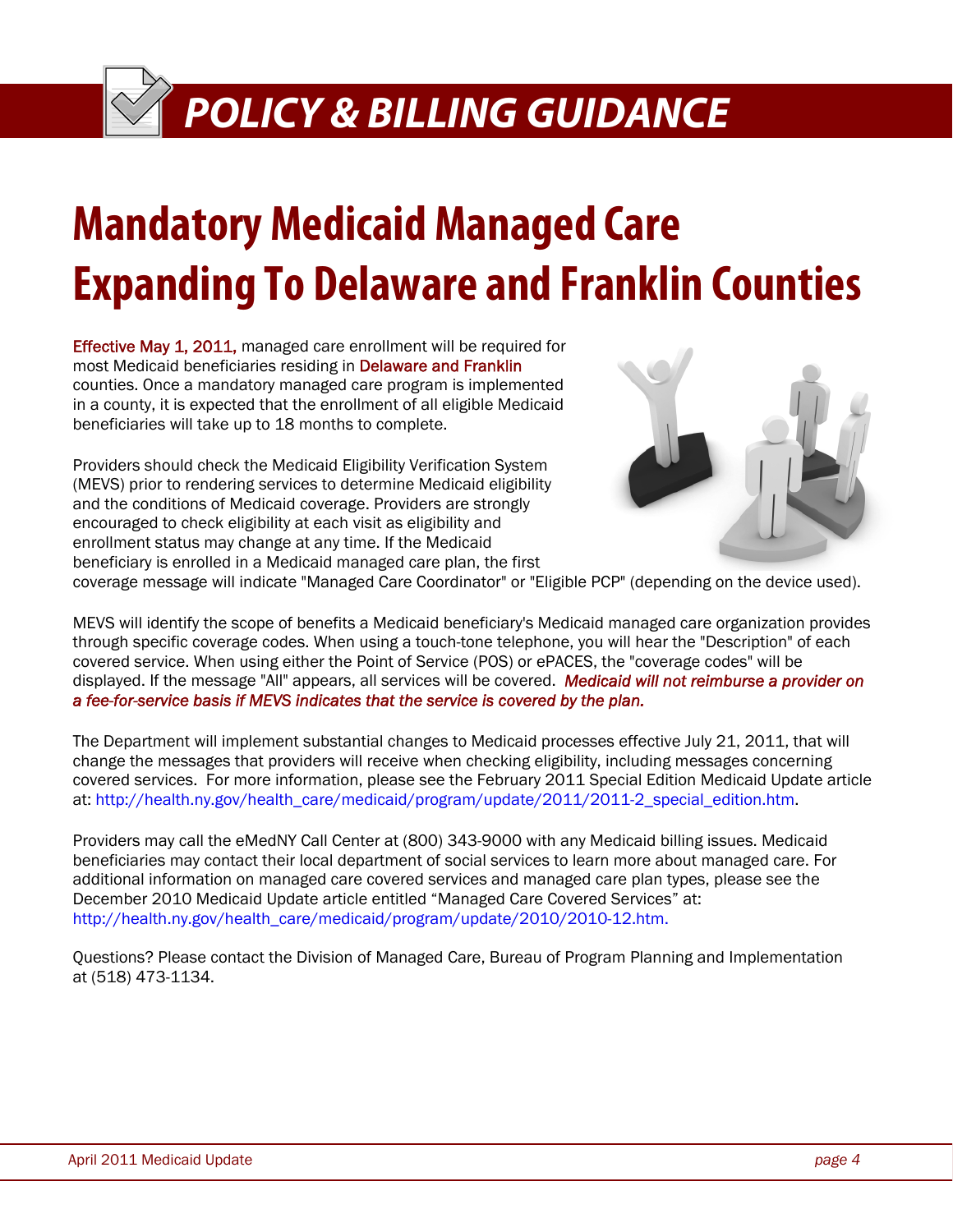# POLICY & BILLING GUIDANCE

## Mandatory Medicaid Managed Care Expanding To Delaware and Franklin Counties

Effective May 1, 2011, managed care enrollment will be required for most Medicaid beneficiaries residing in Delaware and Franklin counties. Once a mandatory managed care program is implemented in a county, it is expected that the enrollment of all eligible Medicaid beneficiaries will take up to 18 months to complete.

Providers should check the Medicaid Eligibility Verification System (MEVS) prior to rendering services to determine Medicaid eligibility and the conditions of Medicaid coverage. Providers are strongly encouraged to check eligibility at each visit as eligibility and enrollment status may change at any time. If the Medicaid beneficiary is enrolled in a Medicaid managed care plan, the first coverage message will indicate "Managed Care Coordinator" or "Eligible PCP" (depending on the device used).

MEVS will identify the scope of benefits a Medicaid beneficiary's Medicaid managed care organization provides through specific coverage codes. When using a touch-tone telephone, you will hear the "Description" of each covered service. When using either the Point of Service (POS) or ePACES, the "coverage codes" will be displayed. If the message "All" appears, all services will be covered. *Medicaid will not reimburse a provider on a fee-for-service basis if MEVS indicates that the service is covered by the plan.*

The Department will implement substantial changes to Medicaid processes effective July 21, 2011, that will change the messages that providers will receive when checking eligibility, including messages concerning covered services. For more information, please see the February 2011 Special Edition Medicaid Update article at: http://health.ny.gov/health_care/medicaid/program/update/2011/2011-2_special_edition.htm.

Providers may call the eMedNY Call Center at (800) 343-9000 with any Medicaid billing issues. Medicaid beneficiaries may contact their local department of social services to learn more about managed care. For additional information on managed care covered services and managed care plan types, please see the December 2010 Medicaid Update article entitled "Managed Care Covered Services" at: http://health.ny.gov/health_care/medicaid/program/update/2010/2010-12.htm.

Questions? Please contact the Division of Managed Care, Bureau of Program Planning and Implementation at (518) 473-1134.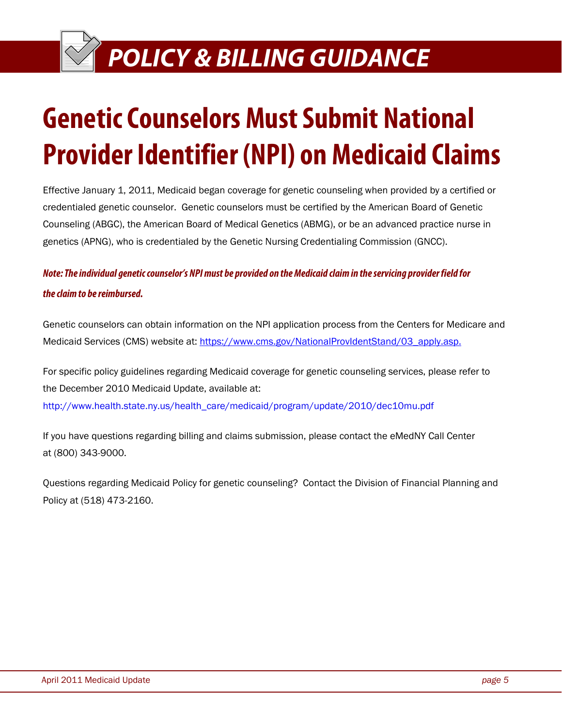# POLICY & BILLING GUIDANCE

## Genetic Counselors Must Submit National Provider Identifier (NPI) on Medicaid Claims

Effective January 1, 2011, Medicaid began coverage for genetic counseling when provided by a certified or credentialed genetic counselor. Genetic counselors must be certified by the American Board of Genetic Counseling (ABGC), the American Board of Medical Genetics (ABMG), or be an advanced practice nurse in genetics (APNG), who is credentialed by the Genetic Nursing Credentialing Commission (GNCC).

***Note: The individual genetic counselor's NPI must be provided on the Medicaid claim in the servicing provider field for the claim to be reimbursed.***

Genetic counselors can obtain information on the NPI application process from the Centers for Medicare and Medicaid Services (CMS) website at: https://www.cms.gov/NationalProvIdentStand/03_apply.asp.

For specific policy guidelines regarding Medicaid coverage for genetic counseling services, please refer to the December 2010 Medicaid Update, available at:
http://www.health.state.ny.us/health_care/medicaid/program/update/2010/dec10mu.pdf

If you have questions regarding billing and claims submission, please contact the eMedNY Call Center at (800) 343-9000.

Questions regarding Medicaid Policy for genetic counseling? Contact the Division of Financial Planning and Policy at (518) 473-2160.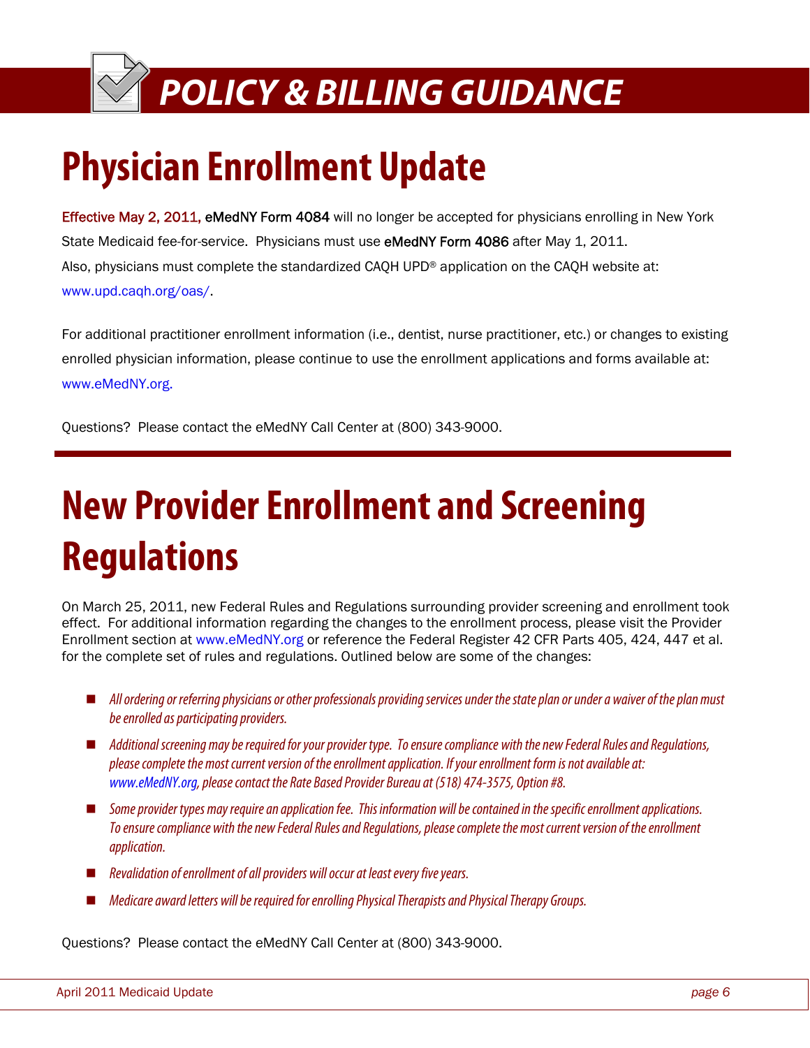# POLICY & BILLING GUIDANCE

## Physician Enrollment Update

**Effective May 2, 2011,** eMedNY Form 4084 will no longer be accepted for physicians enrolling in New York State Medicaid fee-for-service. Physicians must use eMedNY Form 4086 after May 1, 2011. Also, physicians must complete the standardized CAQH UPD® application on the CAQH website at: www.upd.caqh.org/oas/.

For additional practitioner enrollment information (i.e., dentist, nurse practitioner, etc.) or changes to existing enrolled physician information, please continue to use the enrollment applications and forms available at: www.eMedNY.org.

Questions? Please contact the eMedNY Call Center at (800) 343-9000.

---

## New Provider Enrollment and Screening Regulations

On March 25, 2011, new Federal Rules and Regulations surrounding provider screening and enrollment took effect. For additional information regarding the changes to the enrollment process, please visit the Provider Enrollment section at www.eMedNY.org or reference the Federal Register 42 CFR Parts 405, 424, 447 et al. for the complete set of rules and regulations. Outlined below are some of the changes:

- *All ordering or referring physicians or other professionals providing services under the state plan or under a waiver of the plan must be enrolled as participating providers.*
- *Additional screening may be required for your provider type. To ensure compliance with the new Federal Rules and Regulations, please complete the most current version of the enrollment application. If your enrollment form is not available at: www.eMedNY.org, please contact the Rate Based Provider Bureau at (518) 474-3575, Option #8.*
- *Some provider types may require an application fee. This information will be contained in the specific enrollment applications. To ensure compliance with the new Federal Rules and Regulations, please complete the most current version of the enrollment application.*
- *Revalidation of enrollment of all providers will occur at least every five years.*
- *Medicare award letters will be required for enrolling Physical Therapists and Physical Therapy Groups.*

Questions? Please contact the eMedNY Call Center at (800) 343-9000.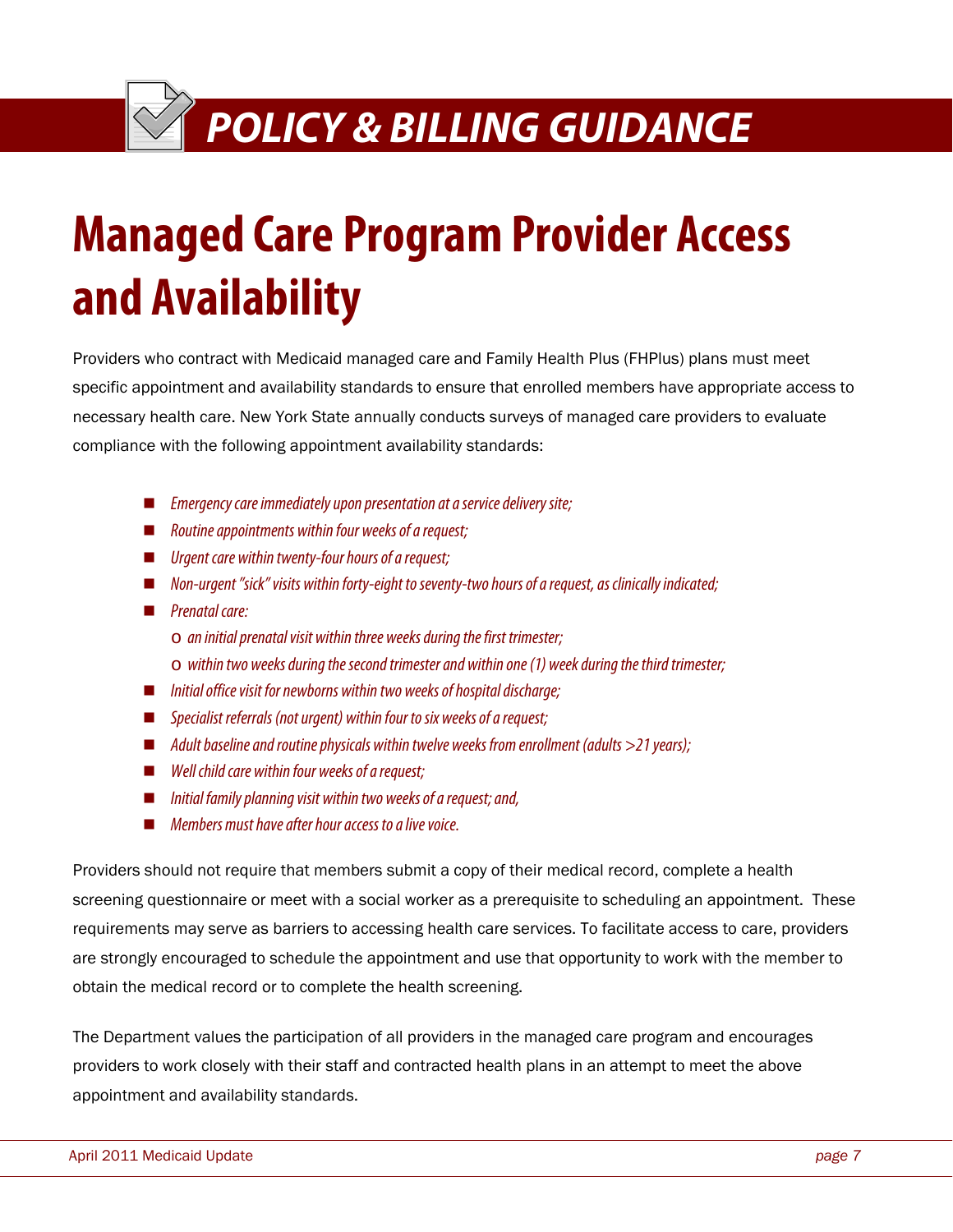# POLICY & BILLING GUIDANCE

## Managed Care Program Provider Access and Availability

Providers who contract with Medicaid managed care and Family Health Plus (FHPlus) plans must meet specific appointment and availability standards to ensure that enrolled members have appropriate access to necessary health care. New York State annually conducts surveys of managed care providers to evaluate compliance with the following appointment availability standards:

- *Emergency care immediately upon presentation at a service delivery site;*
- *Routine appointments within four weeks of a request;*
- *Urgent care within twenty-four hours of a request;*
- *Non-urgent "sick" visits within forty-eight to seventy-two hours of a request, as clinically indicated;*
- *Prenatal care:*
  - *an initial prenatal visit within three weeks during the first trimester;*
  - *within two weeks during the second trimester and within one (1) week during the third trimester;*
- *Initial office visit for newborns within two weeks of hospital discharge;*
- *Specialist referrals (not urgent) within four to six weeks of a request;*
- *Adult baseline and routine physicals within twelve weeks from enrollment (adults >21 years);*
- *Well child care within four weeks of a request;*
- *Initial family planning visit within two weeks of a request; and,*
- *Members must have after hour access to a live voice.*

Providers should not require that members submit a copy of their medical record, complete a health screening questionnaire or meet with a social worker as a prerequisite to scheduling an appointment. These requirements may serve as barriers to accessing health care services. To facilitate access to care, providers are strongly encouraged to schedule the appointment and use that opportunity to work with the member to obtain the medical record or to complete the health screening.

The Department values the participation of all providers in the managed care program and encourages providers to work closely with their staff and contracted health plans in an attempt to meet the above appointment and availability standards.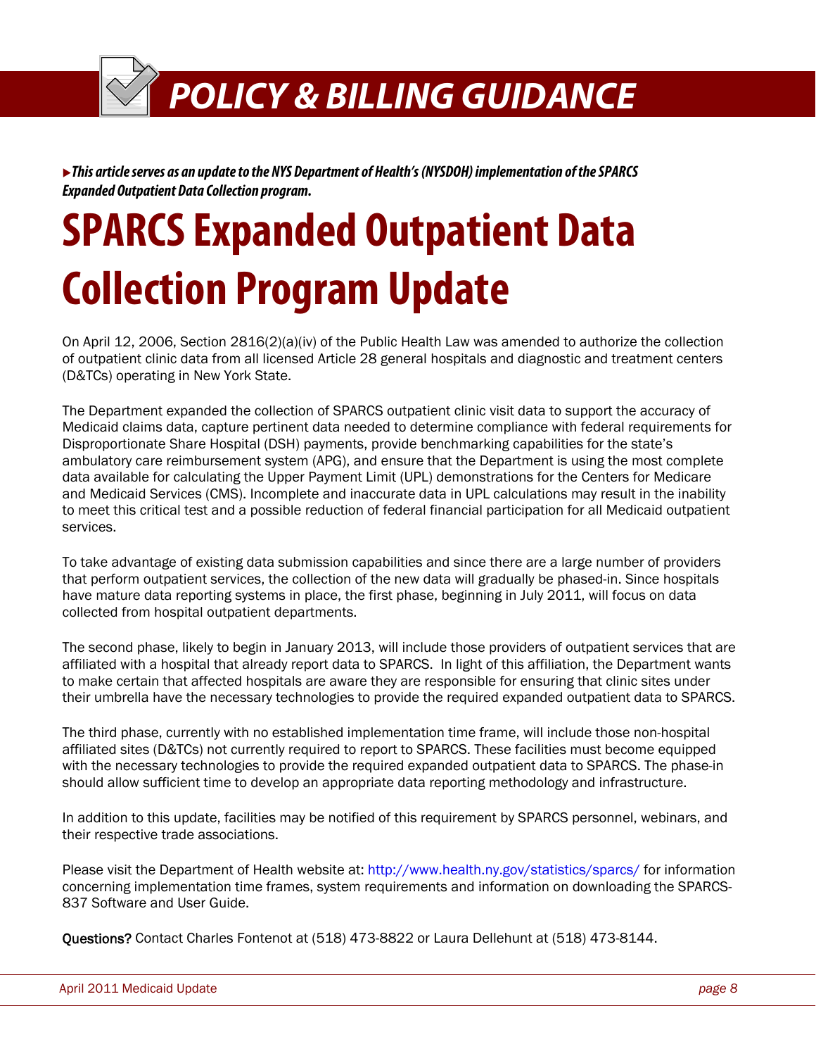# POLICY & BILLING GUIDANCE

▸***This article serves as an update to the NYS Department of Health's (NYSDOH) implementation of the SPARCS Expanded Outpatient Data Collection program.***

## SPARCS Expanded Outpatient Data Collection Program Update

On April 12, 2006, Section 2816(2)(a)(iv) of the Public Health Law was amended to authorize the collection of outpatient clinic data from all licensed Article 28 general hospitals and diagnostic and treatment centers (D&TCs) operating in New York State.

The Department expanded the collection of SPARCS outpatient clinic visit data to support the accuracy of Medicaid claims data, capture pertinent data needed to determine compliance with federal requirements for Disproportionate Share Hospital (DSH) payments, provide benchmarking capabilities for the state's ambulatory care reimbursement system (APG), and ensure that the Department is using the most complete data available for calculating the Upper Payment Limit (UPL) demonstrations for the Centers for Medicare and Medicaid Services (CMS). Incomplete and inaccurate data in UPL calculations may result in the inability to meet this critical test and a possible reduction of federal financial participation for all Medicaid outpatient services.

To take advantage of existing data submission capabilities and since there are a large number of providers that perform outpatient services, the collection of the new data will gradually be phased-in. Since hospitals have mature data reporting systems in place, the first phase, beginning in July 2011, will focus on data collected from hospital outpatient departments.

The second phase, likely to begin in January 2013, will include those providers of outpatient services that are affiliated with a hospital that already report data to SPARCS. In light of this affiliation, the Department wants to make certain that affected hospitals are aware they are responsible for ensuring that clinic sites under their umbrella have the necessary technologies to provide the required expanded outpatient data to SPARCS.

The third phase, currently with no established implementation time frame, will include those non-hospital affiliated sites (D&TCs) not currently required to report to SPARCS. These facilities must become equipped with the necessary technologies to provide the required expanded outpatient data to SPARCS. The phase-in should allow sufficient time to develop an appropriate data reporting methodology and infrastructure.

In addition to this update, facilities may be notified of this requirement by SPARCS personnel, webinars, and their respective trade associations.

Please visit the Department of Health website at: http://www.health.ny.gov/statistics/sparcs/ for information concerning implementation time frames, system requirements and information on downloading the SPARCS-837 Software and User Guide.

**Questions?** Contact Charles Fontenot at (518) 473-8822 or Laura Dellehunt at (518) 473-8144.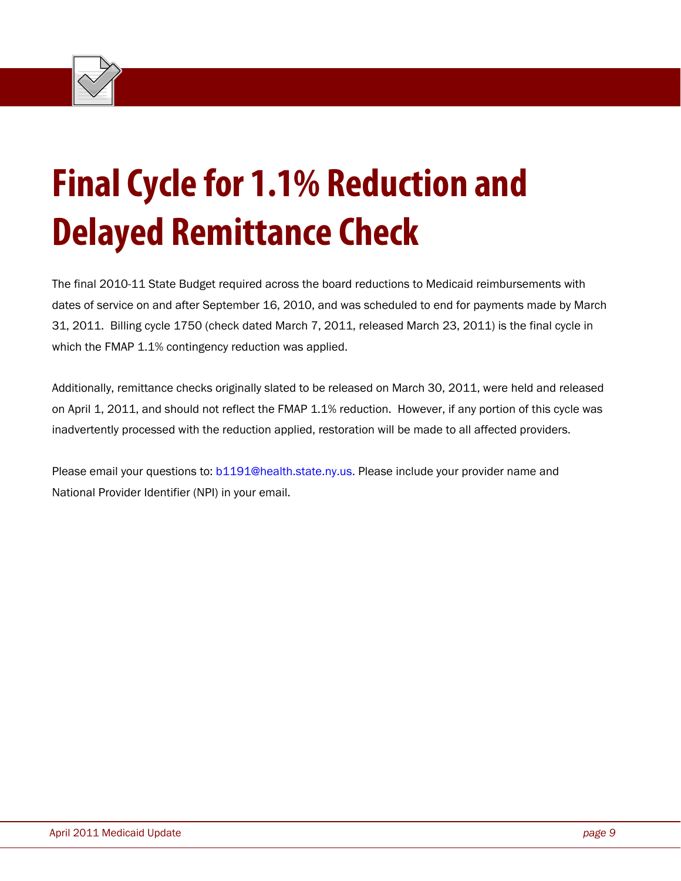# Final Cycle for 1.1% Reduction and Delayed Remittance Check

The final 2010-11 State Budget required across the board reductions to Medicaid reimbursements with dates of service on and after September 16, 2010, and was scheduled to end for payments made by March 31, 2011. Billing cycle 1750 (check dated March 7, 2011, released March 23, 2011) is the final cycle in which the FMAP 1.1% contingency reduction was applied.

Additionally, remittance checks originally slated to be released on March 30, 2011, were held and released on April 1, 2011, and should not reflect the FMAP 1.1% reduction. However, if any portion of this cycle was inadvertently processed with the reduction applied, restoration will be made to all affected providers.

Please email your questions to: b1191@health.state.ny.us. Please include your provider name and National Provider Identifier (NPI) in your email.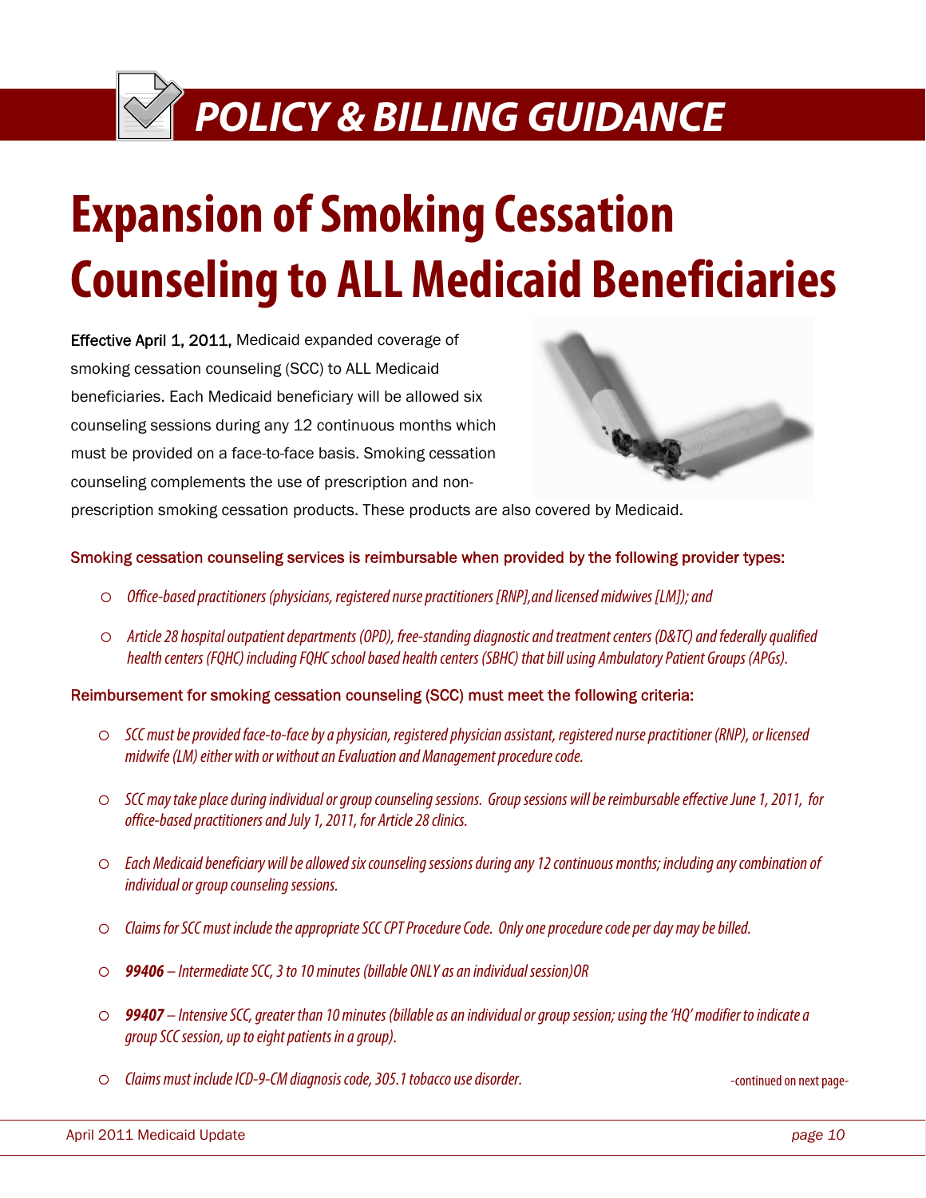# POLICY & BILLING GUIDANCE

# Expansion of Smoking Cessation Counseling to ALL Medicaid Beneficiaries

**Effective April 1, 2011,** Medicaid expanded coverage of smoking cessation counseling (SCC) to ALL Medicaid beneficiaries. Each Medicaid beneficiary will be allowed six counseling sessions during any 12 continuous months which must be provided on a face-to-face basis. Smoking cessation counseling complements the use of prescription and non-prescription smoking cessation products. These products are also covered by Medicaid.

### Smoking cessation counseling services is reimbursable when provided by the following provider types:

- *Office-based practitioners (physicians, registered nurse practitioners [RNP],and licensed midwives [LM]); and*
- *Article 28 hospital outpatient departments (OPD), free-standing diagnostic and treatment centers (D&TC) and federally qualified health centers (FQHC) including FQHC school based health centers (SBHC) that bill using Ambulatory Patient Groups (APGs).*

### Reimbursement for smoking cessation counseling (SCC) must meet the following criteria:

- *SCC must be provided face-to-face by a physician, registered physician assistant, registered nurse practitioner (RNP), or licensed midwife (LM) either with or without an Evaluation and Management procedure code.*
- *SCC may take place during individual or group counseling sessions. Group sessions will be reimbursable effective June 1, 2011, for office-based practitioners and July 1, 2011, for Article 28 clinics.*
- *Each Medicaid beneficiary will be allowed six counseling sessions during any 12 continuous months; including any combination of individual or group counseling sessions.*
- *Claims for SCC must include the appropriate SCC CPT Procedure Code. Only one procedure code per day may be billed.*
- ***99406** – Intermediate SCC, 3 to 10 minutes (billable ONLY as an individual session)OR*
- ***99407** – Intensive SCC, greater than 10 minutes (billable as an individual or group session; using the 'HQ' modifier to indicate a group SCC session, up to eight patients in a group).*
- *Claims must include ICD-9-CM diagnosis code, 305.1 tobacco use disorder.*

-continued on next page-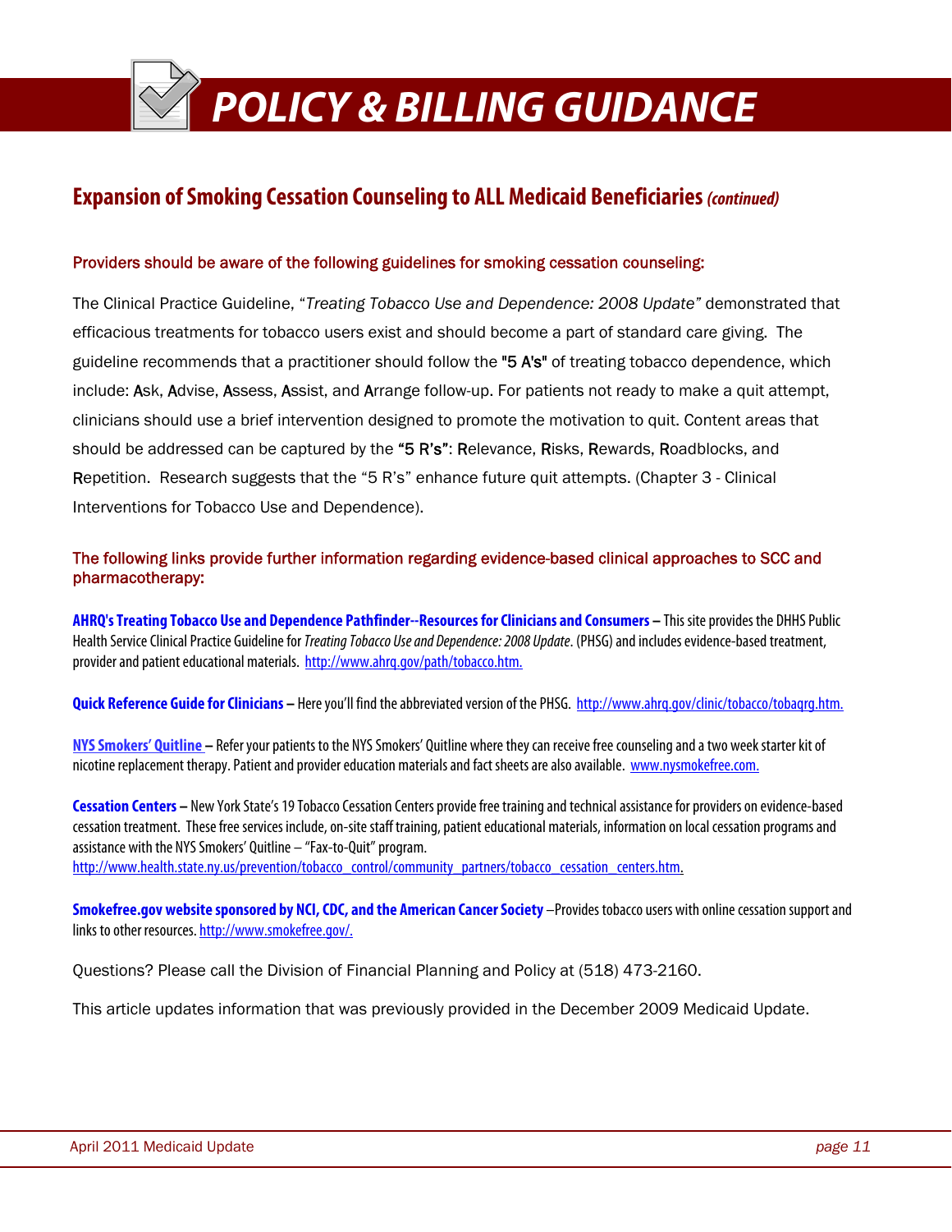# POLICY & BILLING GUIDANCE

## Expansion of Smoking Cessation Counseling to ALL Medicaid Beneficiaries *(continued)*

### Providers should be aware of the following guidelines for smoking cessation counseling:

The Clinical Practice Guideline, "*Treating Tobacco Use and Dependence: 2008 Update*" demonstrated that efficacious treatments for tobacco users exist and should become a part of standard care giving. The guideline recommends that a practitioner should follow the "5 A's" of treating tobacco dependence, which include: Ask, Advise, Assess, Assist, and Arrange follow-up. For patients not ready to make a quit attempt, clinicians should use a brief intervention designed to promote the motivation to quit. Content areas that should be addressed can be captured by the "5 R's": Relevance, Risks, Rewards, Roadblocks, and Repetition. Research suggests that the "5 R's" enhance future quit attempts. (Chapter 3 - Clinical Interventions for Tobacco Use and Dependence).

### The following links provide further information regarding evidence-based clinical approaches to SCC and pharmacotherapy:

**AHRQ's Treating Tobacco Use and Dependence Pathfinder--Resources for Clinicians and Consumers –** This site provides the DHHS Public Health Service Clinical Practice Guideline for *Treating Tobacco Use and Dependence: 2008 Update*. (PHSG) and includes evidence-based treatment, provider and patient educational materials. http://www.ahrq.gov/path/tobacco.htm.

**Quick Reference Guide for Clinicians –** Here you'll find the abbreviated version of the PHSG. http://www.ahrq.gov/clinic/tobacco/tobaqrg.htm.

**NYS Smokers' Quitline –** Refer your patients to the NYS Smokers' Quitline where they can receive free counseling and a two week starter kit of nicotine replacement therapy. Patient and provider education materials and fact sheets are also available. www.nysmokefree.com.

**Cessation Centers –** New York State's 19 Tobacco Cessation Centers provide free training and technical assistance for providers on evidence-based cessation treatment. These free services include, on-site staff training, patient educational materials, information on local cessation programs and assistance with the NYS Smokers' Quitline – "Fax-to-Quit" program.
http://www.health.state.ny.us/prevention/tobacco_control/community_partners/tobacco_cessation_centers.htm.

**Smokefree.gov website sponsored by NCI, CDC, and the American Cancer Society** –Provides tobacco users with online cessation support and links to other resources. http://www.smokefree.gov/.

Questions? Please call the Division of Financial Planning and Policy at (518) 473-2160.

This article updates information that was previously provided in the December 2009 Medicaid Update.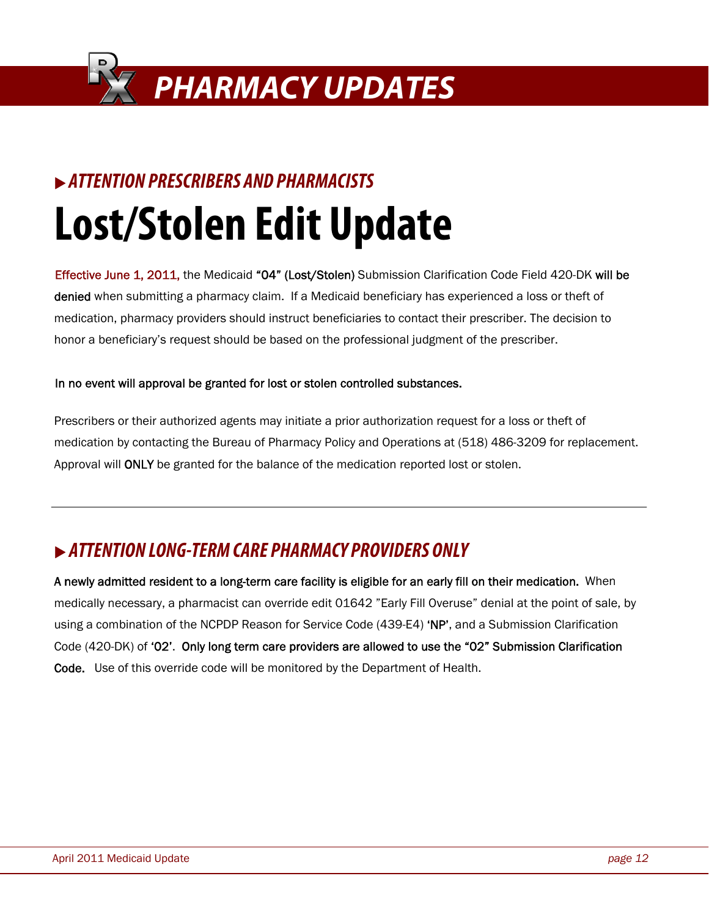# PHARMACY UPDATES

### ▶ *ATTENTION PRESCRIBERS AND PHARMACISTS*

## Lost/Stolen Edit Update

Effective June 1, 2011, the Medicaid **"04" (Lost/Stolen)** Submission Clarification Code Field 420-DK **will be denied** when submitting a pharmacy claim. If a Medicaid beneficiary has experienced a loss or theft of medication, pharmacy providers should instruct beneficiaries to contact their prescriber. The decision to honor a beneficiary's request should be based on the professional judgment of the prescriber.

**In no event will approval be granted for lost or stolen controlled substances.**

Prescribers or their authorized agents may initiate a prior authorization request for a loss or theft of medication by contacting the Bureau of Pharmacy Policy and Operations at (518) 486-3209 for replacement. Approval will **ONLY** be granted for the balance of the medication reported lost or stolen.

---

### ▶ *ATTENTION LONG-TERM CARE PHARMACY PROVIDERS ONLY*

**A newly admitted resident to a long-term care facility is eligible for an early fill on their medication.** When medically necessary, a pharmacist can override edit 01642 "Early Fill Overuse" denial at the point of sale, by using a combination of the NCPDP Reason for Service Code (439-E4) **'NP'**, and a Submission Clarification Code (420-DK) of **'02'**. **Only long term care providers are allowed to use the "02" Submission Clarification Code.** Use of this override code will be monitored by the Department of Health.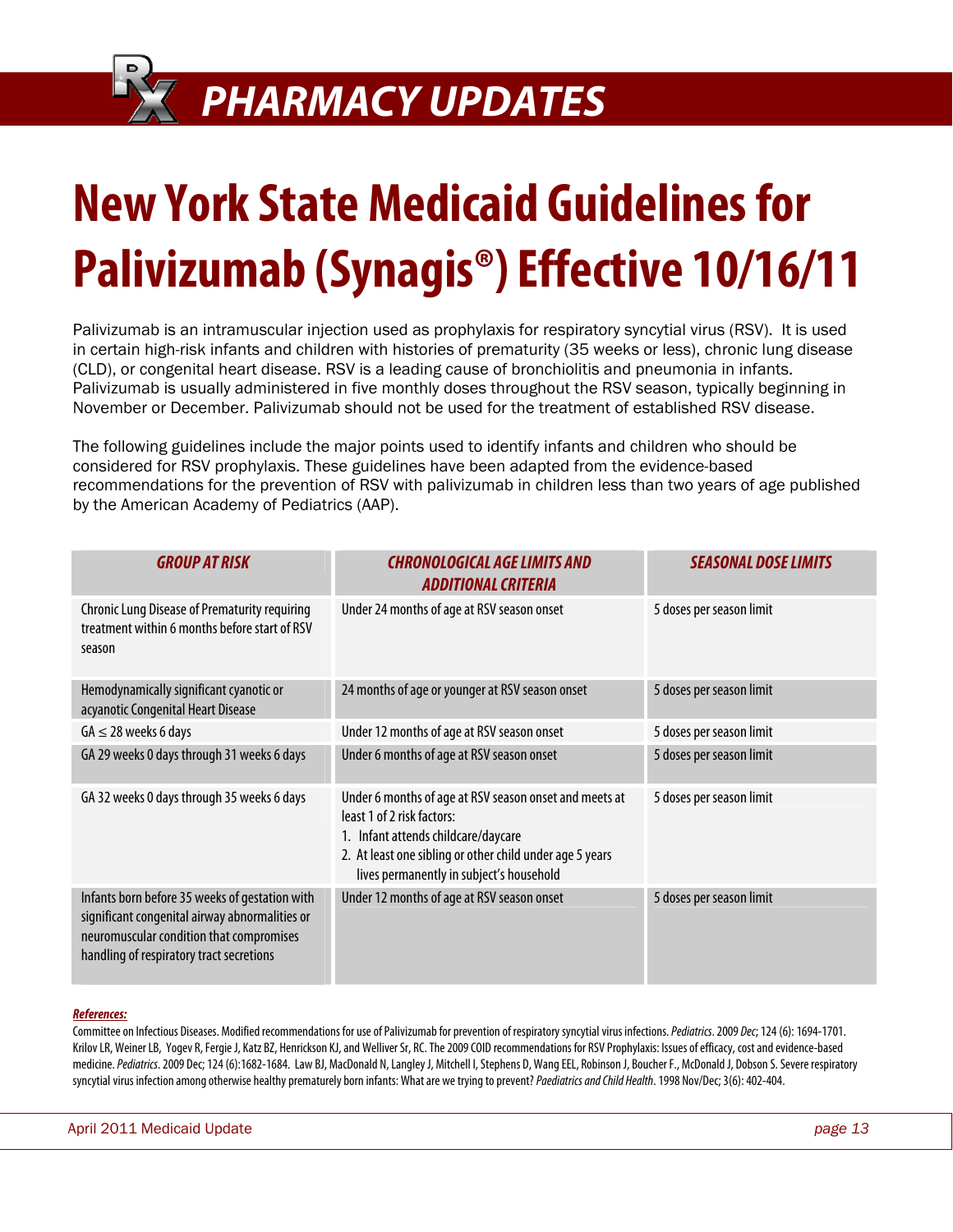# PHARMACY UPDATES

# New York State Medicaid Guidelines for Palivizumab (Synagis®) Effective 10/16/11

Palivizumab is an intramuscular injection used as prophylaxis for respiratory syncytial virus (RSV). It is used in certain high-risk infants and children with histories of prematurity (35 weeks or less), chronic lung disease (CLD), or congenital heart disease. RSV is a leading cause of bronchiolitis and pneumonia in infants. Palivizumab is usually administered in five monthly doses throughout the RSV season, typically beginning in November or December. Palivizumab should not be used for the treatment of established RSV disease.

The following guidelines include the major points used to identify infants and children who should be considered for RSV prophylaxis. These guidelines have been adapted from the evidence-based recommendations for the prevention of RSV with palivizumab in children less than two years of age published by the American Academy of Pediatrics (AAP).

| *GROUP AT RISK* | *CHRONOLOGICAL AGE LIMITS AND ADDITIONAL CRITERIA* | *SEASONAL DOSE LIMITS* |
|---|---|---|
| Chronic Lung Disease of Prematurity requiring treatment within 6 months before start of RSV season | Under 24 months of age at RSV season onset | 5 doses per season limit |
| Hemodynamically significant cyanotic or acyanotic Congenital Heart Disease | 24 months of age or younger at RSV season onset | 5 doses per season limit |
| GA ≤ 28 weeks 6 days | Under 12 months of age at RSV season onset | 5 doses per season limit |
| GA 29 weeks 0 days through 31 weeks 6 days | Under 6 months of age at RSV season onset | 5 doses per season limit |
| GA 32 weeks 0 days through 35 weeks 6 days | Under 6 months of age at RSV season onset and meets at least 1 of 2 risk factors: 1. Infant attends childcare/daycare 2. At least one sibling or other child under age 5 years lives permanently in subject's household | 5 doses per season limit |
| Infants born before 35 weeks of gestation with significant congenital airway abnormalities or neuromuscular condition that compromises handling of respiratory tract secretions | Under 12 months of age at RSV season onset | 5 doses per season limit |

***References:***

Committee on Infectious Diseases. Modified recommendations for use of Palivizumab for prevention of respiratory syncytial virus infections. *Pediatrics*. 2009 *Dec*; 124 (6): 1694-1701. Krilov LR, Weiner LB, Yogev R, Fergie J, Katz BZ, Henrickson KJ, and Welliver Sr, RC. The 2009 COID recommendations for RSV Prophylaxis: Issues of efficacy, cost and evidence-based medicine. *Pediatrics*. 2009 Dec; 124 (6):1682-1684. Law BJ, MacDonald N, Langley J, Mitchell I, Stephens D, Wang EEL, Robinson J, Boucher F., McDonald J, Dobson S. Severe respiratory syncytial virus infection among otherwise healthy prematurely born infants: What are we trying to prevent? *Paediatrics and Child Health*. 1998 Nov/Dec; 3(6): 402-404.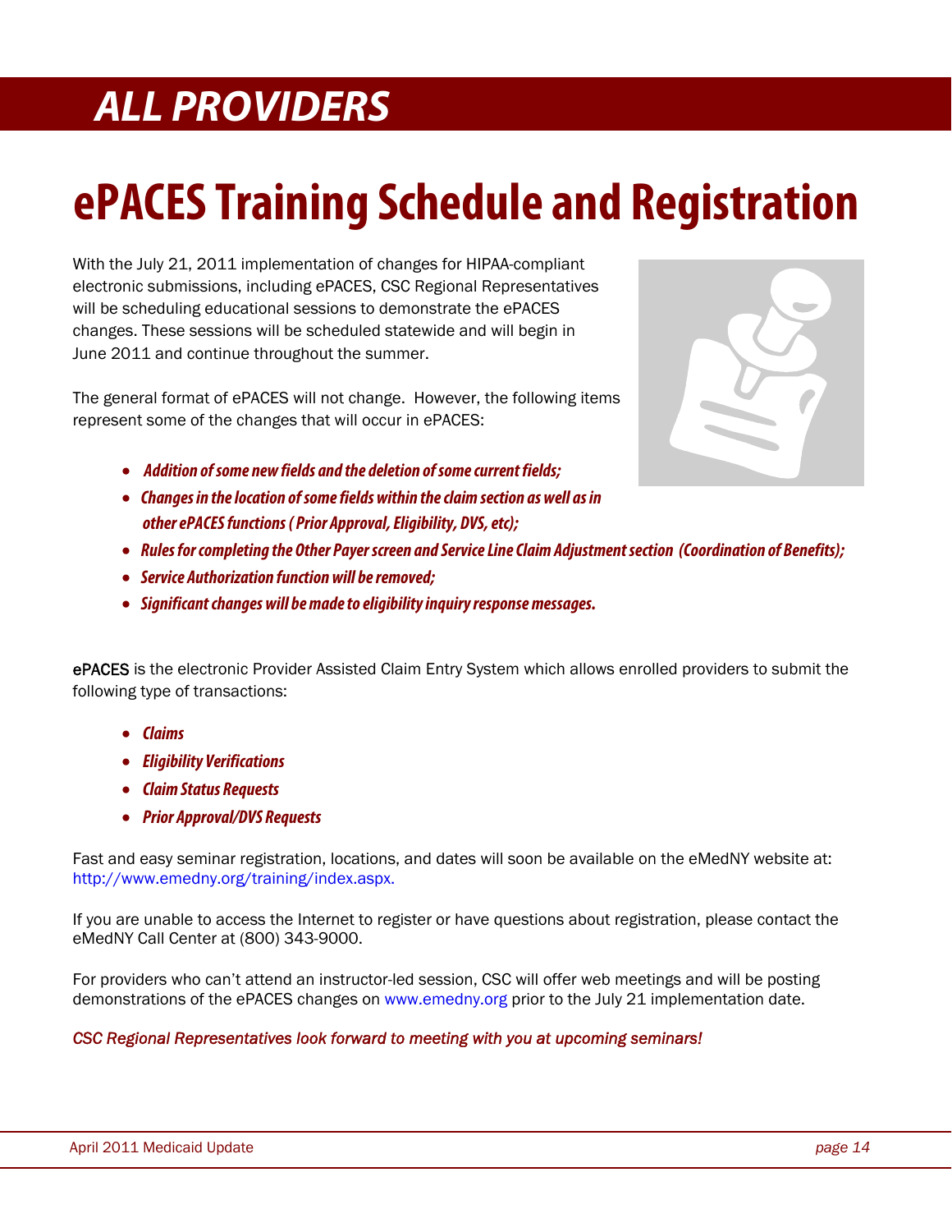# ALL PROVIDERS

# ePACES Training Schedule and Registration

With the July 21, 2011 implementation of changes for HIPAA-compliant electronic submissions, including ePACES, CSC Regional Representatives will be scheduling educational sessions to demonstrate the ePACES changes. These sessions will be scheduled statewide and will begin in June 2011 and continue throughout the summer.

The general format of ePACES will not change. However, the following items represent some of the changes that will occur in ePACES:

- ***Addition of some new fields and the deletion of some current fields;***
- ***Changes in the location of some fields within the claim section as well as in other ePACES functions ( Prior Approval, Eligibility, DVS, etc);***
- ***Rules for completing the Other Payer screen and Service Line Claim Adjustment section (Coordination of Benefits);***
- ***Service Authorization function will be removed;***
- ***Significant changes will be made to eligibility inquiry response messages.***

ePACES is the electronic Provider Assisted Claim Entry System which allows enrolled providers to submit the following type of transactions:

- ***Claims***
- ***Eligibility Verifications***
- ***Claim Status Requests***
- ***Prior Approval/DVS Requests***

Fast and easy seminar registration, locations, and dates will soon be available on the eMedNY website at: http://www.emedny.org/training/index.aspx.

If you are unable to access the Internet to register or have questions about registration, please contact the eMedNY Call Center at (800) 343-9000.

For providers who can't attend an instructor-led session, CSC will offer web meetings and will be posting demonstrations of the ePACES changes on www.emedny.org prior to the July 21 implementation date.

*CSC Regional Representatives look forward to meeting with you at upcoming seminars!*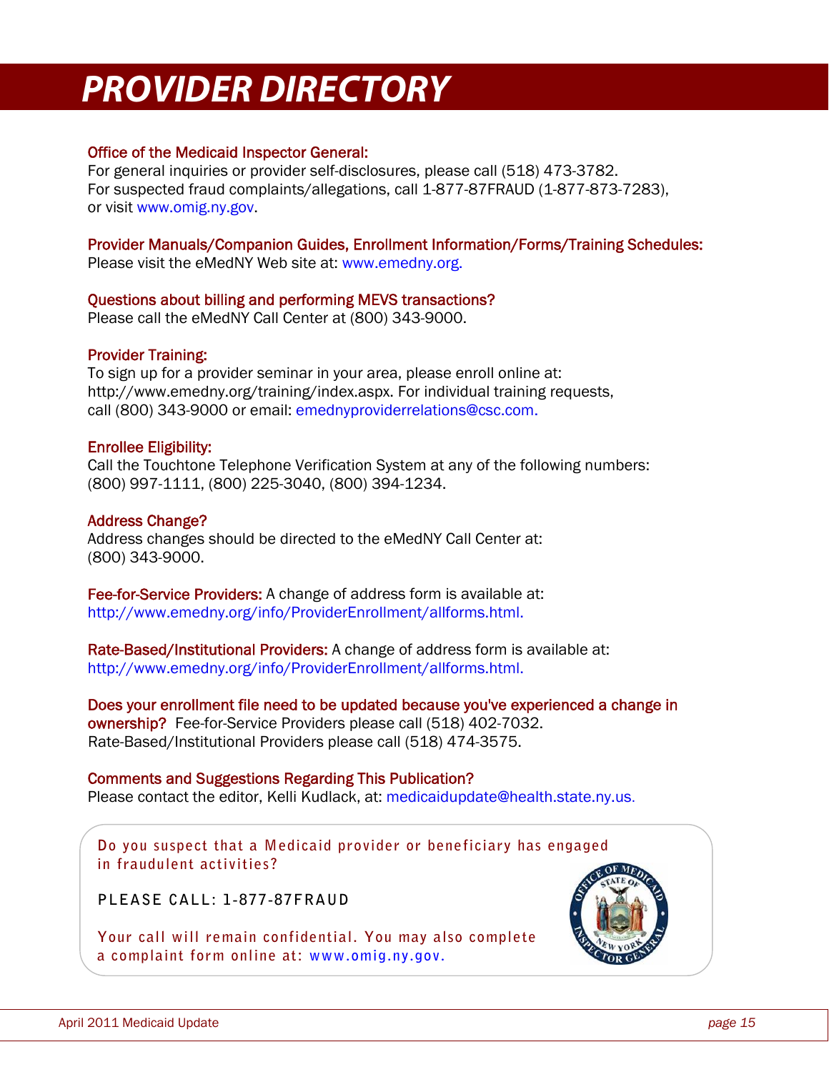# PROVIDER DIRECTORY

**Office of the Medicaid Inspector General:**
For general inquiries or provider self-disclosures, please call (518) 473-3782.
For suspected fraud complaints/allegations, call 1-877-87FRAUD (1-877-873-7283),
or visit www.omig.ny.gov.

**Provider Manuals/Companion Guides, Enrollment Information/Forms/Training Schedules:**
Please visit the eMedNY Web site at: www.emedny.org.

**Questions about billing and performing MEVS transactions?**
Please call the eMedNY Call Center at (800) 343-9000.

**Provider Training:**
To sign up for a provider seminar in your area, please enroll online at:
http://www.emedny.org/training/index.aspx. For individual training requests,
call (800) 343-9000 or email: emednyproviderrelations@csc.com.

**Enrollee Eligibility:**
Call the Touchtone Telephone Verification System at any of the following numbers:
(800) 997-1111, (800) 225-3040, (800) 394-1234.

**Address Change?**
Address changes should be directed to the eMedNY Call Center at:
(800) 343-9000.

**Fee-for-Service Providers:** A change of address form is available at:
http://www.emedny.org/info/ProviderEnrollment/allforms.html.

**Rate-Based/Institutional Providers:** A change of address form is available at:
http://www.emedny.org/info/ProviderEnrollment/allforms.html.

**Does your enrollment file need to be updated because you've experienced a change in ownership?** Fee-for-Service Providers please call (518) 402-7032.
Rate-Based/Institutional Providers please call (518) 474-3575.

**Comments and Suggestions Regarding This Publication?**
Please contact the editor, Kelli Kudlack, at: medicaidupdate@health.state.ny.us.

Do you suspect that a Medicaid provider or beneficiary has engaged in fraudulent activities?

**PLEASE CALL: 1-877-87FRAUD**

Your call will remain confidential. You may also complete a complaint form online at: www.omig.ny.gov.